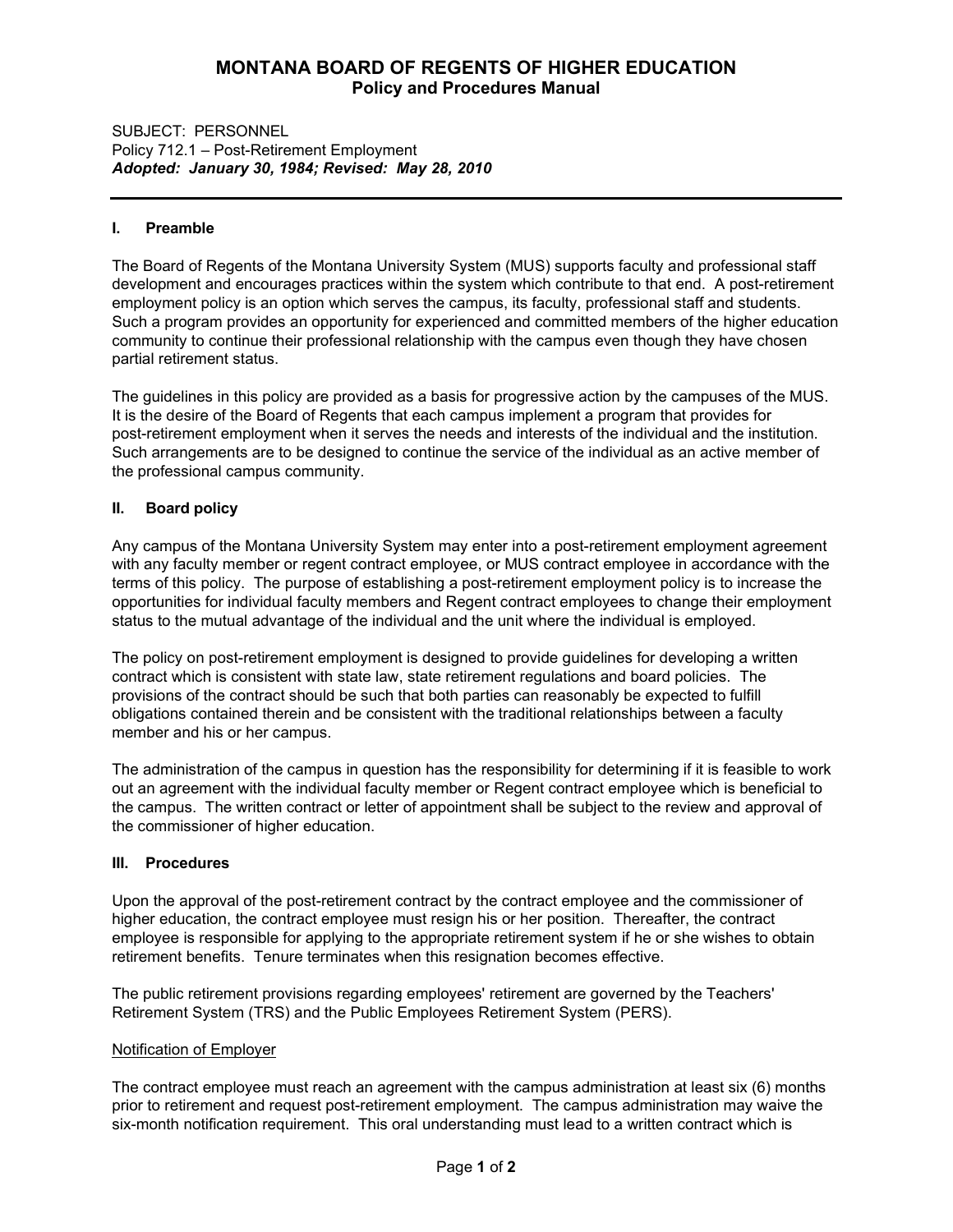# MONTANA BOARD OF REGENTS OF HIGHER EDUCATION
## Policy and Procedures Manual

SUBJECT: PERSONNEL
Policy 712.1 – Post-Retirement Employment
***Adopted: January 30, 1984; Revised: May 28, 2010***

---

### I. Preamble

The Board of Regents of the Montana University System (MUS) supports faculty and professional staff development and encourages practices within the system which contribute to that end. A post-retirement employment policy is an option which serves the campus, its faculty, professional staff and students. Such a program provides an opportunity for experienced and committed members of the higher education community to continue their professional relationship with the campus even though they have chosen partial retirement status.

The guidelines in this policy are provided as a basis for progressive action by the campuses of the MUS. It is the desire of the Board of Regents that each campus implement a program that provides for post-retirement employment when it serves the needs and interests of the individual and the institution. Such arrangements are to be designed to continue the service of the individual as an active member of the professional campus community.

### II. Board policy

Any campus of the Montana University System may enter into a post-retirement employment agreement with any faculty member or regent contract employee, or MUS contract employee in accordance with the terms of this policy. The purpose of establishing a post-retirement employment policy is to increase the opportunities for individual faculty members and Regent contract employees to change their employment status to the mutual advantage of the individual and the unit where the individual is employed.

The policy on post-retirement employment is designed to provide guidelines for developing a written contract which is consistent with state law, state retirement regulations and board policies. The provisions of the contract should be such that both parties can reasonably be expected to fulfill obligations contained therein and be consistent with the traditional relationships between a faculty member and his or her campus.

The administration of the campus in question has the responsibility for determining if it is feasible to work out an agreement with the individual faculty member or Regent contract employee which is beneficial to the campus. The written contract or letter of appointment shall be subject to the review and approval of the commissioner of higher education.

### III. Procedures

Upon the approval of the post-retirement contract by the contract employee and the commissioner of higher education, the contract employee must resign his or her position. Thereafter, the contract employee is responsible for applying to the appropriate retirement system if he or she wishes to obtain retirement benefits. Tenure terminates when this resignation becomes effective.

The public retirement provisions regarding employees' retirement are governed by the Teachers' Retirement System (TRS) and the Public Employees Retirement System (PERS).

<u>Notification of Employer</u>

The contract employee must reach an agreement with the campus administration at least six (6) months prior to retirement and request post-retirement employment. The campus administration may waive the six-month notification requirement. This oral understanding must lead to a written contract which is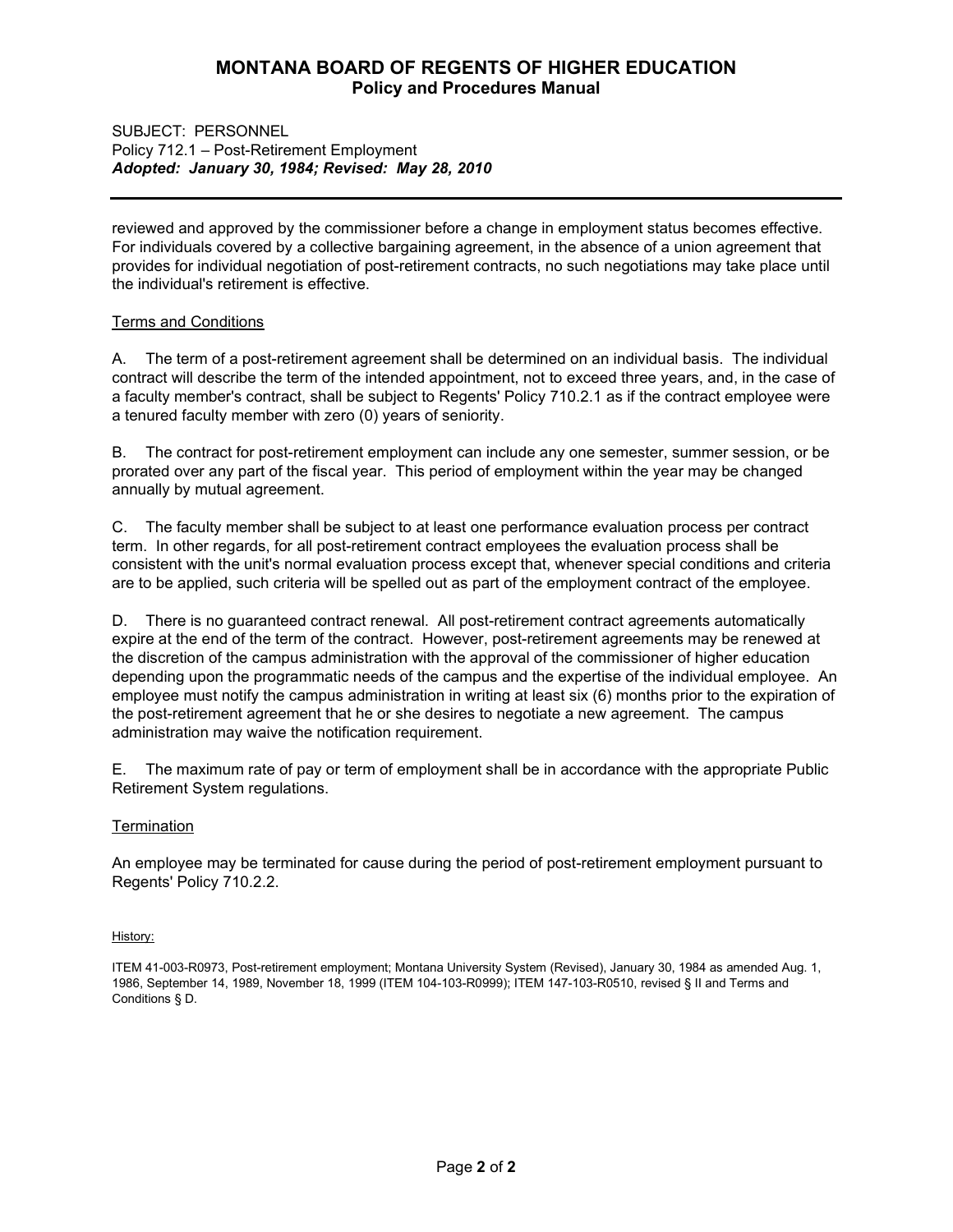reviewed and approved by the commissioner before a change in employment status becomes effective. For individuals covered by a collective bargaining agreement, in the absence of a union agreement that provides for individual negotiation of post-retirement contracts, no such negotiations may take place until the individual's retirement is effective.

Terms and Conditions

A. The term of a post-retirement agreement shall be determined on an individual basis. The individual contract will describe the term of the intended appointment, not to exceed three years, and, in the case of a faculty member's contract, shall be subject to Regents' Policy 710.2.1 as if the contract employee were a tenured faculty member with zero (0) years of seniority.

B. The contract for post-retirement employment can include any one semester, summer session, or be prorated over any part of the fiscal year. This period of employment within the year may be changed annually by mutual agreement.

C. The faculty member shall be subject to at least one performance evaluation process per contract term. In other regards, for all post-retirement contract employees the evaluation process shall be consistent with the unit's normal evaluation process except that, whenever special conditions and criteria are to be applied, such criteria will be spelled out as part of the employment contract of the employee.

D. There is no guaranteed contract renewal. All post-retirement contract agreements automatically expire at the end of the term of the contract. However, post-retirement agreements may be renewed at the discretion of the campus administration with the approval of the commissioner of higher education depending upon the programmatic needs of the campus and the expertise of the individual employee. An employee must notify the campus administration in writing at least six (6) months prior to the expiration of the post-retirement agreement that he or she desires to negotiate a new agreement. The campus administration may waive the notification requirement.

E. The maximum rate of pay or term of employment shall be in accordance with the appropriate Public Retirement System regulations.

Termination

An employee may be terminated for cause during the period of post-retirement employment pursuant to Regents' Policy 710.2.2.

History:

ITEM 41-003-R0973, Post-retirement employment; Montana University System (Revised), January 30, 1984 as amended Aug. 1, 1986, September 14, 1989, November 18, 1999 (ITEM 104-103-R0999); ITEM 147-103-R0510, revised § II and Terms and Conditions § D.